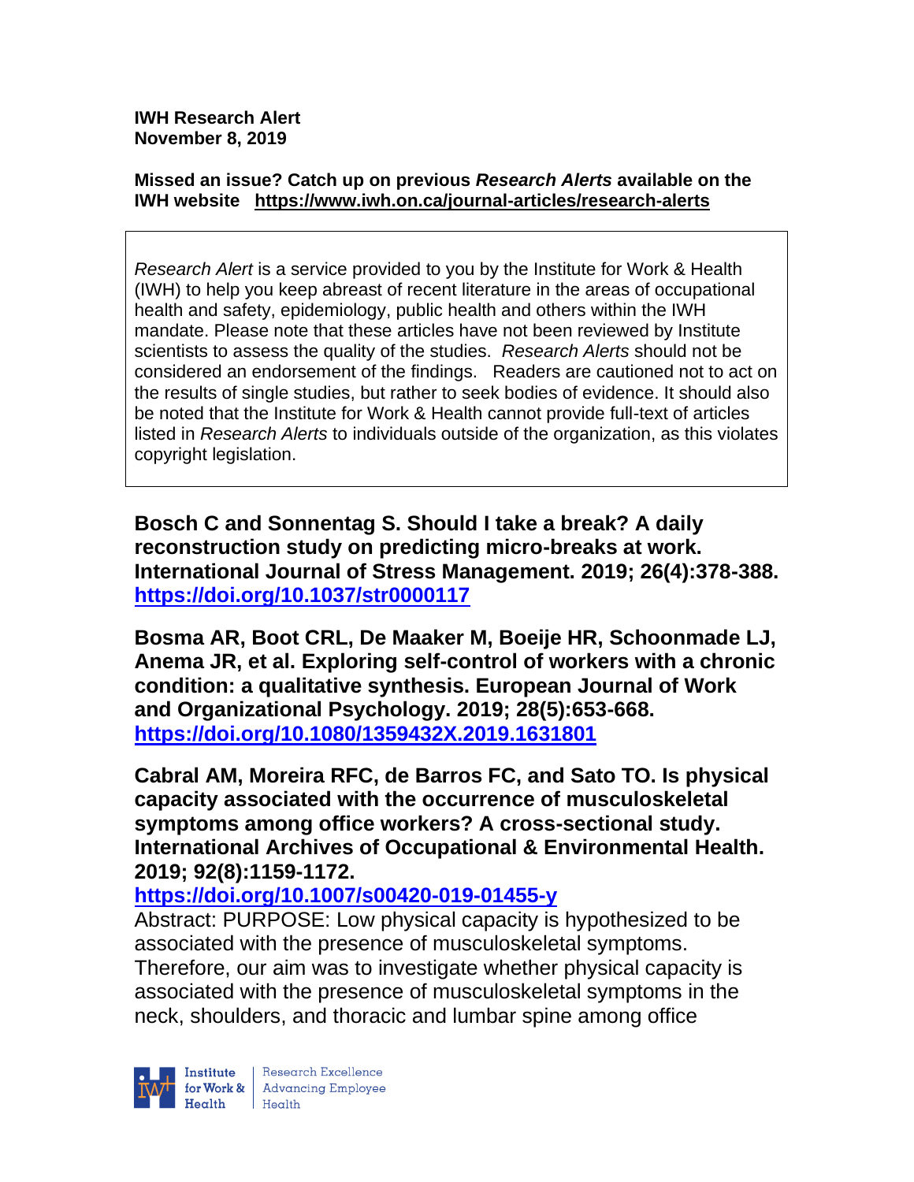**IWH Research Alert**
**November 8, 2019**

**Missed an issue? Catch up on previous *Research Alerts* available on the IWH website https://www.iwh.on.ca/journal-articles/research-alerts**

*Research Alert* is a service provided to you by the Institute for Work & Health (IWH) to help you keep abreast of recent literature in the areas of occupational health and safety, epidemiology, public health and others within the IWH mandate. Please note that these articles have not been reviewed by Institute scientists to assess the quality of the studies. *Research Alerts* should not be considered an endorsement of the findings. Readers are cautioned not to act on the results of single studies, but rather to seek bodies of evidence. It should also be noted that the Institute for Work & Health cannot provide full-text of articles listed in *Research Alerts* to individuals outside of the organization, as this violates copyright legislation.

**Bosch C and Sonnentag S. Should I take a break? A daily reconstruction study on predicting micro-breaks at work. International Journal of Stress Management. 2019; 26(4):378-388. https://doi.org/10.1037/str0000117**

**Bosma AR, Boot CRL, De Maaker M, Boeije HR, Schoonmade LJ, Anema JR, et al. Exploring self-control of workers with a chronic condition: a qualitative synthesis. European Journal of Work and Organizational Psychology. 2019; 28(5):653-668. https://doi.org/10.1080/1359432X.2019.1631801**

**Cabral AM, Moreira RFC, de Barros FC, and Sato TO. Is physical capacity associated with the occurrence of musculoskeletal symptoms among office workers? A cross-sectional study. International Archives of Occupational & Environmental Health. 2019; 92(8):1159-1172. https://doi.org/10.1007/s00420-019-01455-y**

Abstract: PURPOSE: Low physical capacity is hypothesized to be associated with the presence of musculoskeletal symptoms. Therefore, our aim was to investigate whether physical capacity is associated with the presence of musculoskeletal symptoms in the neck, shoulders, and thoracic and lumbar spine among office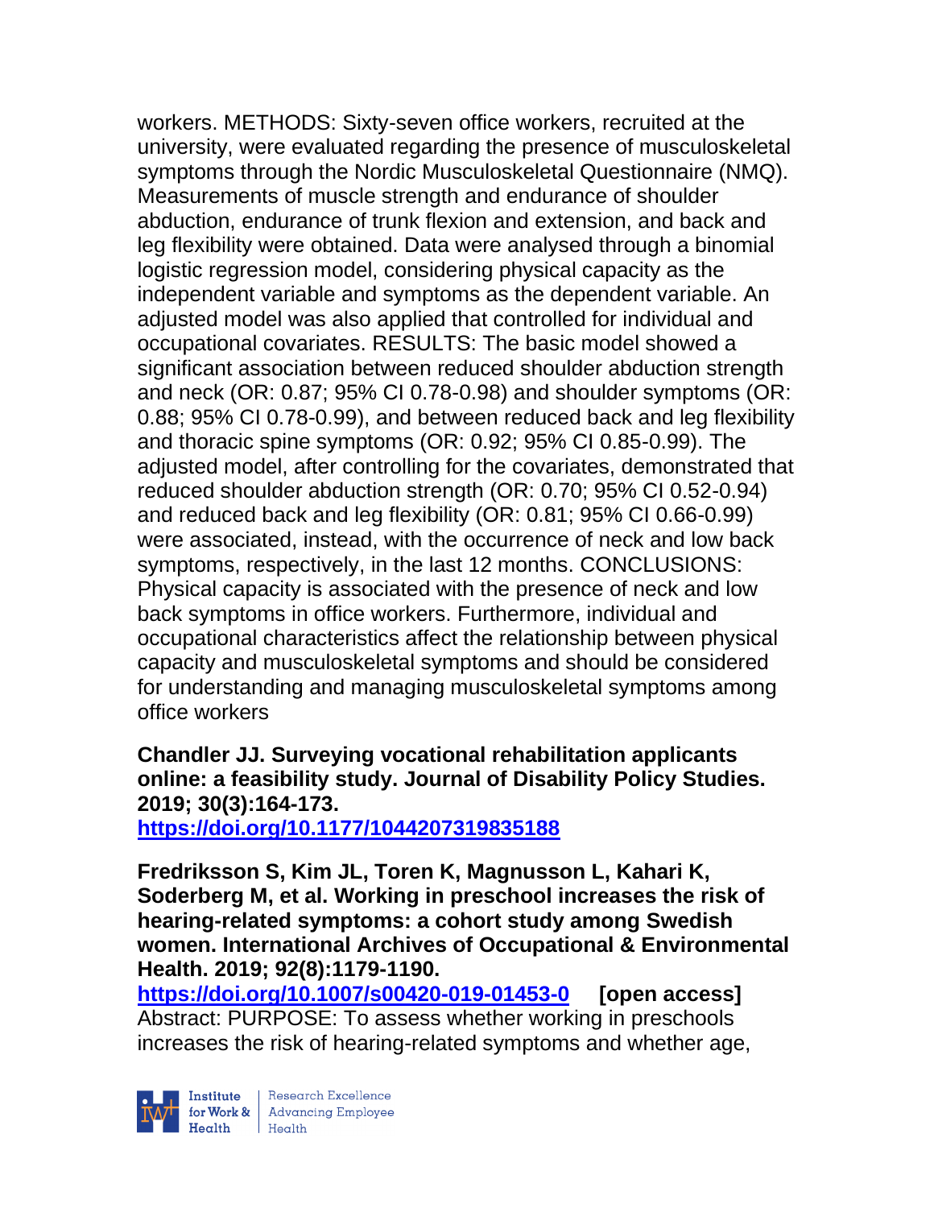workers. METHODS: Sixty-seven office workers, recruited at the university, were evaluated regarding the presence of musculoskeletal symptoms through the Nordic Musculoskeletal Questionnaire (NMQ). Measurements of muscle strength and endurance of shoulder abduction, endurance of trunk flexion and extension, and back and leg flexibility were obtained. Data were analysed through a binomial logistic regression model, considering physical capacity as the independent variable and symptoms as the dependent variable. An adjusted model was also applied that controlled for individual and occupational covariates. RESULTS: The basic model showed a significant association between reduced shoulder abduction strength and neck (OR: 0.87; 95% CI 0.78-0.98) and shoulder symptoms (OR: 0.88; 95% CI 0.78-0.99), and between reduced back and leg flexibility and thoracic spine symptoms (OR: 0.92; 95% CI 0.85-0.99). The adjusted model, after controlling for the covariates, demonstrated that reduced shoulder abduction strength (OR: 0.70; 95% CI 0.52-0.94) and reduced back and leg flexibility (OR: 0.81; 95% CI 0.66-0.99) were associated, instead, with the occurrence of neck and low back symptoms, respectively, in the last 12 months. CONCLUSIONS: Physical capacity is associated with the presence of neck and low back symptoms in office workers. Furthermore, individual and occupational characteristics affect the relationship between physical capacity and musculoskeletal symptoms and should be considered for understanding and managing musculoskeletal symptoms among office workers

**Chandler JJ. Surveying vocational rehabilitation applicants online: a feasibility study. Journal of Disability Policy Studies. 2019; 30(3):164-173.**
**https://doi.org/10.1177/1044207319835188**

**Fredriksson S, Kim JL, Toren K, Magnusson L, Kahari K, Soderberg M, et al. Working in preschool increases the risk of hearing-related symptoms: a cohort study among Swedish women. International Archives of Occupational & Environmental Health. 2019; 92(8):1179-1190.**
**https://doi.org/10.1007/s00420-019-01453-0** **[open access]**
Abstract: PURPOSE: To assess whether working in preschools increases the risk of hearing-related symptoms and whether age,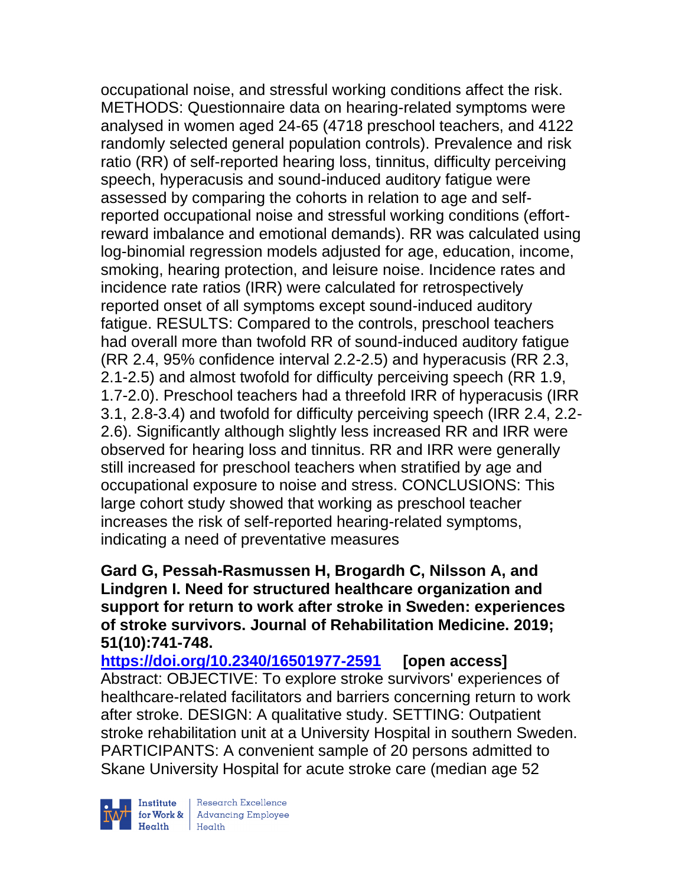occupational noise, and stressful working conditions affect the risk. METHODS: Questionnaire data on hearing-related symptoms were analysed in women aged 24-65 (4718 preschool teachers, and 4122 randomly selected general population controls). Prevalence and risk ratio (RR) of self-reported hearing loss, tinnitus, difficulty perceiving speech, hyperacusis and sound-induced auditory fatigue were assessed by comparing the cohorts in relation to age and self-reported occupational noise and stressful working conditions (effort-reward imbalance and emotional demands). RR was calculated using log-binomial regression models adjusted for age, education, income, smoking, hearing protection, and leisure noise. Incidence rates and incidence rate ratios (IRR) were calculated for retrospectively reported onset of all symptoms except sound-induced auditory fatigue. RESULTS: Compared to the controls, preschool teachers had overall more than twofold RR of sound-induced auditory fatigue (RR 2.4, 95% confidence interval 2.2-2.5) and hyperacusis (RR 2.3, 2.1-2.5) and almost twofold for difficulty perceiving speech (RR 1.9, 1.7-2.0). Preschool teachers had a threefold IRR of hyperacusis (IRR 3.1, 2.8-3.4) and twofold for difficulty perceiving speech (IRR 2.4, 2.2-2.6). Significantly although slightly less increased RR and IRR were observed for hearing loss and tinnitus. RR and IRR were generally still increased for preschool teachers when stratified by age and occupational exposure to noise and stress. CONCLUSIONS: This large cohort study showed that working as preschool teacher increases the risk of self-reported hearing-related symptoms, indicating a need of preventative measures

**Gard G, Pessah-Rasmussen H, Brogardh C, Nilsson A, and Lindgren I. Need for structured healthcare organization and support for return to work after stroke in Sweden: experiences of stroke survivors. Journal of Rehabilitation Medicine. 2019; 51(10):741-748.**

**https://doi.org/10.2340/16501977-2591** **[open access]**
Abstract: OBJECTIVE: To explore stroke survivors' experiences of healthcare-related facilitators and barriers concerning return to work after stroke. DESIGN: A qualitative study. SETTING: Outpatient stroke rehabilitation unit at a University Hospital in southern Sweden. PARTICIPANTS: A convenient sample of 20 persons admitted to Skane University Hospital for acute stroke care (median age 52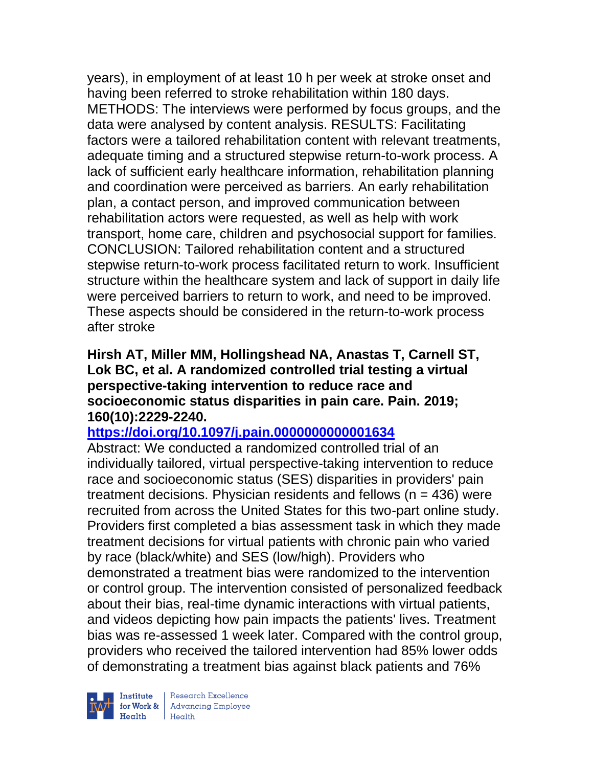years), in employment of at least 10 h per week at stroke onset and having been referred to stroke rehabilitation within 180 days. METHODS: The interviews were performed by focus groups, and the data were analysed by content analysis. RESULTS: Facilitating factors were a tailored rehabilitation content with relevant treatments, adequate timing and a structured stepwise return-to-work process. A lack of sufficient early healthcare information, rehabilitation planning and coordination were perceived as barriers. An early rehabilitation plan, a contact person, and improved communication between rehabilitation actors were requested, as well as help with work transport, home care, children and psychosocial support for families. CONCLUSION: Tailored rehabilitation content and a structured stepwise return-to-work process facilitated return to work. Insufficient structure within the healthcare system and lack of support in daily life were perceived barriers to return to work, and need to be improved. These aspects should be considered in the return-to-work process after stroke

**Hirsh AT, Miller MM, Hollingshead NA, Anastas T, Carnell ST, Lok BC, et al. A randomized controlled trial testing a virtual perspective-taking intervention to reduce race and socioeconomic status disparities in pain care. Pain. 2019; 160(10):2229-2240.**

**https://doi.org/10.1097/j.pain.0000000000001634**

Abstract: We conducted a randomized controlled trial of an individually tailored, virtual perspective-taking intervention to reduce race and socioeconomic status (SES) disparities in providers' pain treatment decisions. Physician residents and fellows (n = 436) were recruited from across the United States for this two-part online study. Providers first completed a bias assessment task in which they made treatment decisions for virtual patients with chronic pain who varied by race (black/white) and SES (low/high). Providers who demonstrated a treatment bias were randomized to the intervention or control group. The intervention consisted of personalized feedback about their bias, real-time dynamic interactions with virtual patients, and videos depicting how pain impacts the patients' lives. Treatment bias was re-assessed 1 week later. Compared with the control group, providers who received the tailored intervention had 85% lower odds of demonstrating a treatment bias against black patients and 76%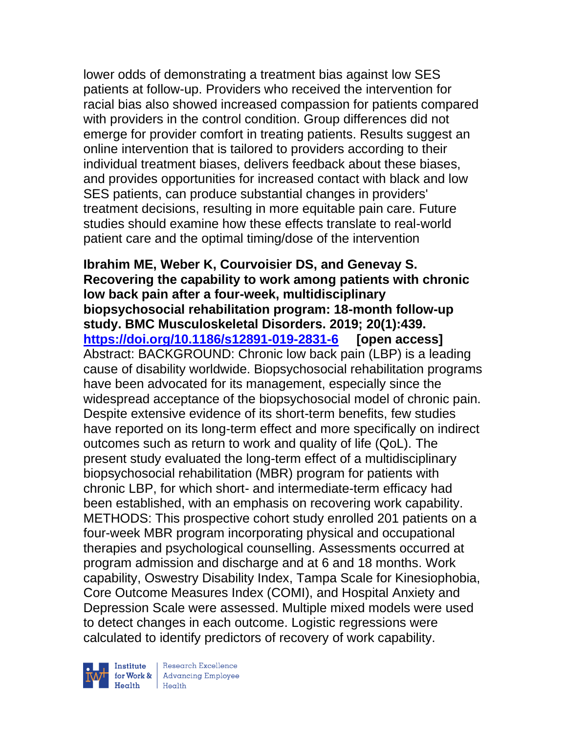lower odds of demonstrating a treatment bias against low SES patients at follow-up. Providers who received the intervention for racial bias also showed increased compassion for patients compared with providers in the control condition. Group differences did not emerge for provider comfort in treating patients. Results suggest an online intervention that is tailored to providers according to their individual treatment biases, delivers feedback about these biases, and provides opportunities for increased contact with black and low SES patients, can produce substantial changes in providers' treatment decisions, resulting in more equitable pain care. Future studies should examine how these effects translate to real-world patient care and the optimal timing/dose of the intervention

**Ibrahim ME, Weber K, Courvoisier DS, and Genevay S. Recovering the capability to work among patients with chronic low back pain after a four-week, multidisciplinary biopsychosocial rehabilitation program: 18-month follow-up study. BMC Musculoskeletal Disorders. 2019; 20(1):439. https://doi.org/10.1186/s12891-019-2831-6 [open access]**
Abstract: BACKGROUND: Chronic low back pain (LBP) is a leading cause of disability worldwide. Biopsychosocial rehabilitation programs have been advocated for its management, especially since the widespread acceptance of the biopsychosocial model of chronic pain. Despite extensive evidence of its short-term benefits, few studies have reported on its long-term effect and more specifically on indirect outcomes such as return to work and quality of life (QoL). The present study evaluated the long-term effect of a multidisciplinary biopsychosocial rehabilitation (MBR) program for patients with chronic LBP, for which short- and intermediate-term efficacy had been established, with an emphasis on recovering work capability. METHODS: This prospective cohort study enrolled 201 patients on a four-week MBR program incorporating physical and occupational therapies and psychological counselling. Assessments occurred at program admission and discharge and at 6 and 18 months. Work capability, Oswestry Disability Index, Tampa Scale for Kinesiophobia, Core Outcome Measures Index (COMI), and Hospital Anxiety and Depression Scale were assessed. Multiple mixed models were used to detect changes in each outcome. Logistic regressions were calculated to identify predictors of recovery of work capability.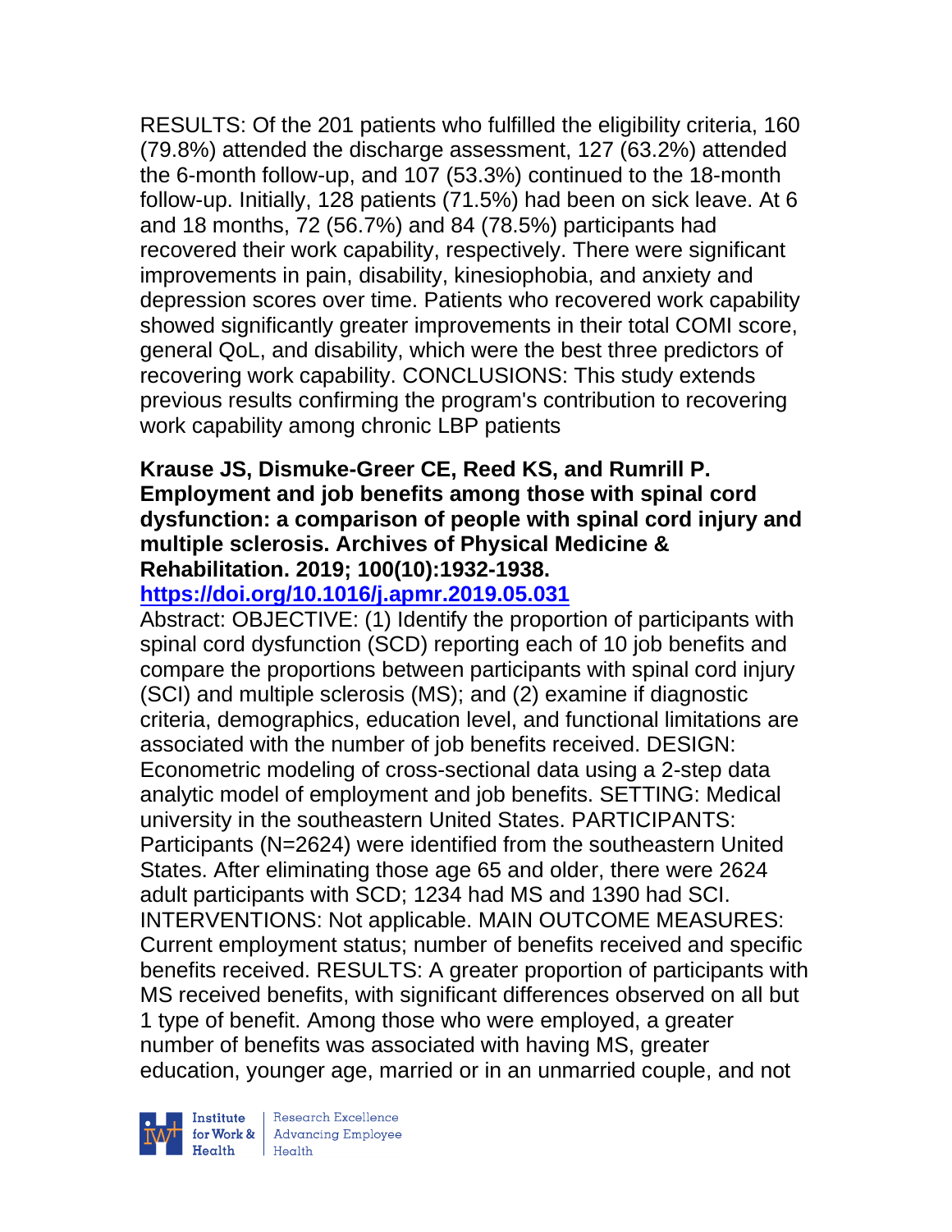RESULTS: Of the 201 patients who fulfilled the eligibility criteria, 160 (79.8%) attended the discharge assessment, 127 (63.2%) attended the 6-month follow-up, and 107 (53.3%) continued to the 18-month follow-up. Initially, 128 patients (71.5%) had been on sick leave. At 6 and 18 months, 72 (56.7%) and 84 (78.5%) participants had recovered their work capability, respectively. There were significant improvements in pain, disability, kinesiophobia, and anxiety and depression scores over time. Patients who recovered work capability showed significantly greater improvements in their total COMI score, general QoL, and disability, which were the best three predictors of recovering work capability. CONCLUSIONS: This study extends previous results confirming the program's contribution to recovering work capability among chronic LBP patients

**Krause JS, Dismuke-Greer CE, Reed KS, and Rumrill P. Employment and job benefits among those with spinal cord dysfunction: a comparison of people with spinal cord injury and multiple sclerosis. Archives of Physical Medicine & Rehabilitation. 2019; 100(10):1932-1938.**
**https://doi.org/10.1016/j.apmr.2019.05.031**

Abstract: OBJECTIVE: (1) Identify the proportion of participants with spinal cord dysfunction (SCD) reporting each of 10 job benefits and compare the proportions between participants with spinal cord injury (SCI) and multiple sclerosis (MS); and (2) examine if diagnostic criteria, demographics, education level, and functional limitations are associated with the number of job benefits received. DESIGN: Econometric modeling of cross-sectional data using a 2-step data analytic model of employment and job benefits. SETTING: Medical university in the southeastern United States. PARTICIPANTS: Participants (N=2624) were identified from the southeastern United States. After eliminating those age 65 and older, there were 2624 adult participants with SCD; 1234 had MS and 1390 had SCI. INTERVENTIONS: Not applicable. MAIN OUTCOME MEASURES: Current employment status; number of benefits received and specific benefits received. RESULTS: A greater proportion of participants with MS received benefits, with significant differences observed on all but 1 type of benefit. Among those who were employed, a greater number of benefits was associated with having MS, greater education, younger age, married or in an unmarried couple, and not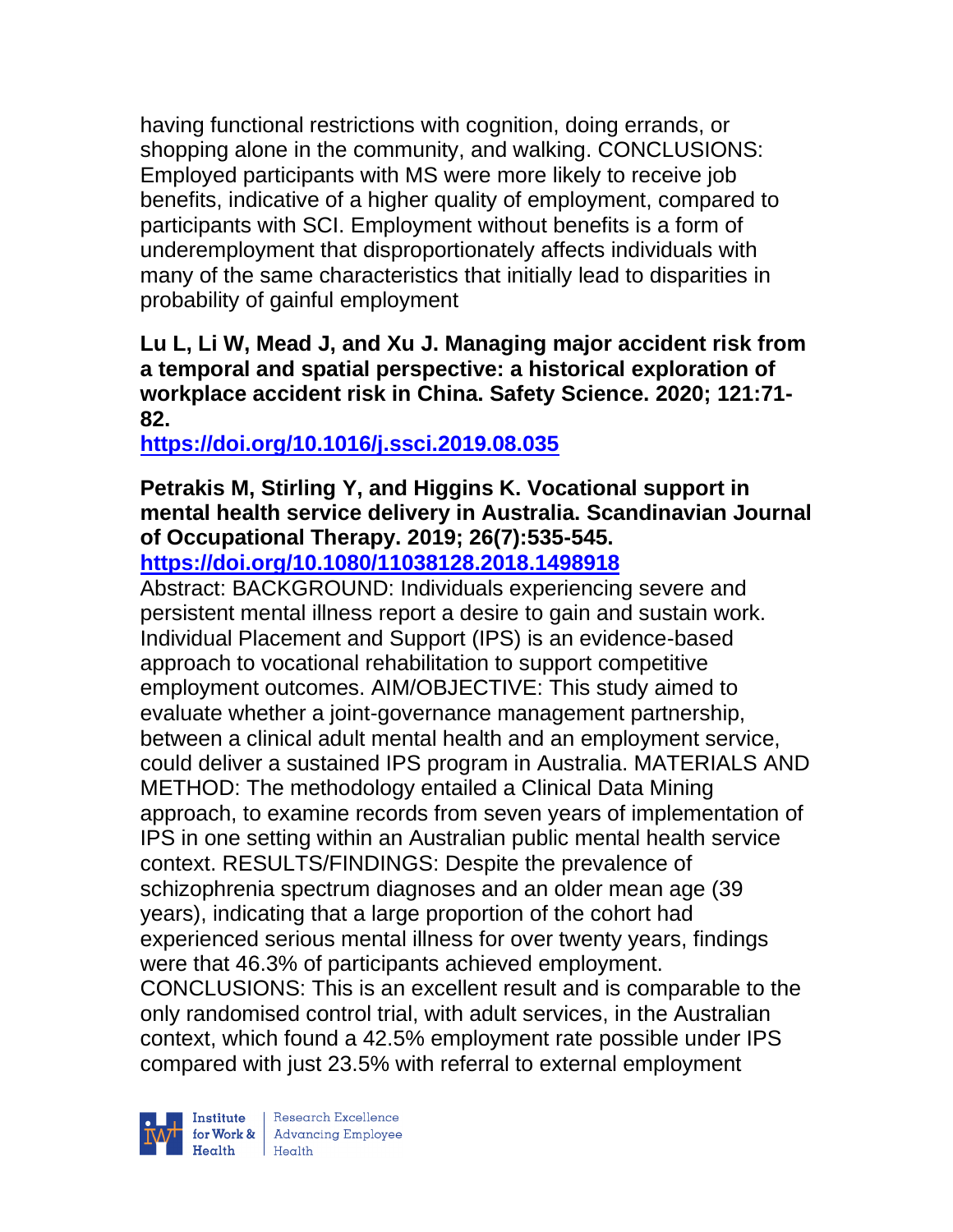having functional restrictions with cognition, doing errands, or shopping alone in the community, and walking. CONCLUSIONS: Employed participants with MS were more likely to receive job benefits, indicative of a higher quality of employment, compared to participants with SCI. Employment without benefits is a form of underemployment that disproportionately affects individuals with many of the same characteristics that initially lead to disparities in probability of gainful employment

**Lu L, Li W, Mead J, and Xu J. Managing major accident risk from a temporal and spatial perspective: a historical exploration of workplace accident risk in China. Safety Science. 2020; 121:71-82.**
**https://doi.org/10.1016/j.ssci.2019.08.035**

**Petrakis M, Stirling Y, and Higgins K. Vocational support in mental health service delivery in Australia. Scandinavian Journal of Occupational Therapy. 2019; 26(7):535-545.**
**https://doi.org/10.1080/11038128.2018.1498918**
Abstract: BACKGROUND: Individuals experiencing severe and persistent mental illness report a desire to gain and sustain work. Individual Placement and Support (IPS) is an evidence-based approach to vocational rehabilitation to support competitive employment outcomes. AIM/OBJECTIVE: This study aimed to evaluate whether a joint-governance management partnership, between a clinical adult mental health and an employment service, could deliver a sustained IPS program in Australia. MATERIALS AND METHOD: The methodology entailed a Clinical Data Mining approach, to examine records from seven years of implementation of IPS in one setting within an Australian public mental health service context. RESULTS/FINDINGS: Despite the prevalence of schizophrenia spectrum diagnoses and an older mean age (39 years), indicating that a large proportion of the cohort had experienced serious mental illness for over twenty years, findings were that 46.3% of participants achieved employment. CONCLUSIONS: This is an excellent result and is comparable to the only randomised control trial, with adult services, in the Australian context, which found a 42.5% employment rate possible under IPS compared with just 23.5% with referral to external employment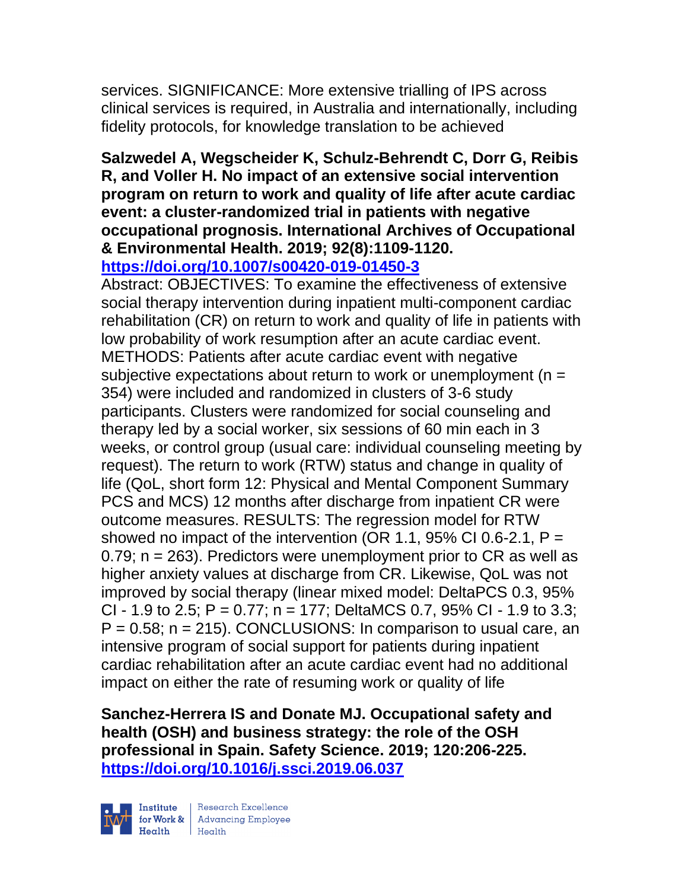services. SIGNIFICANCE: More extensive trialling of IPS across clinical services is required, in Australia and internationally, including fidelity protocols, for knowledge translation to be achieved

**Salzwedel A, Wegscheider K, Schulz-Behrendt C, Dorr G, Reibis R, and Voller H. No impact of an extensive social intervention program on return to work and quality of life after acute cardiac event: a cluster-randomized trial in patients with negative occupational prognosis. International Archives of Occupational & Environmental Health. 2019; 92(8):1109-1120. https://doi.org/10.1007/s00420-019-01450-3**

Abstract: OBJECTIVES: To examine the effectiveness of extensive social therapy intervention during inpatient multi-component cardiac rehabilitation (CR) on return to work and quality of life in patients with low probability of work resumption after an acute cardiac event. METHODS: Patients after acute cardiac event with negative subjective expectations about return to work or unemployment (n = 354) were included and randomized in clusters of 3-6 study participants. Clusters were randomized for social counseling and therapy led by a social worker, six sessions of 60 min each in 3 weeks, or control group (usual care: individual counseling meeting by request). The return to work (RTW) status and change in quality of life (QoL, short form 12: Physical and Mental Component Summary PCS and MCS) 12 months after discharge from inpatient CR were outcome measures. RESULTS: The regression model for RTW showed no impact of the intervention (OR 1.1, 95% CI 0.6-2.1, P = 0.79; n = 263). Predictors were unemployment prior to CR as well as higher anxiety values at discharge from CR. Likewise, QoL was not improved by social therapy (linear mixed model: DeltaPCS 0.3, 95% CI - 1.9 to 2.5; P = 0.77; n = 177; DeltaMCS 0.7, 95% CI - 1.9 to 3.3; P = 0.58; n = 215). CONCLUSIONS: In comparison to usual care, an intensive program of social support for patients during inpatient cardiac rehabilitation after an acute cardiac event had no additional impact on either the rate of resuming work or quality of life

**Sanchez-Herrera IS and Donate MJ. Occupational safety and health (OSH) and business strategy: the role of the OSH professional in Spain. Safety Science. 2019; 120:206-225. https://doi.org/10.1016/j.ssci.2019.06.037**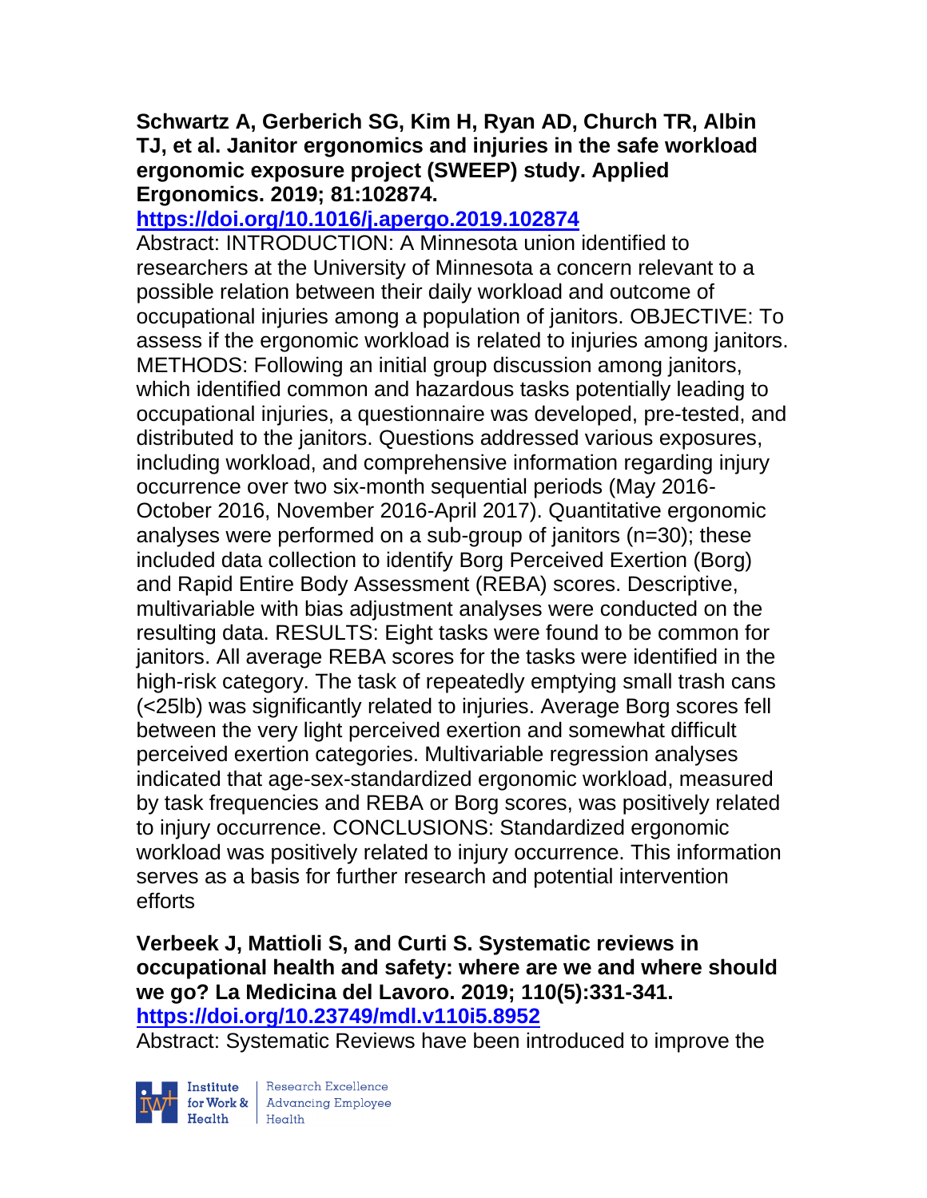**Schwartz A, Gerberich SG, Kim H, Ryan AD, Church TR, Albin TJ, et al. Janitor ergonomics and injuries in the safe workload ergonomic exposure project (SWEEP) study. Applied Ergonomics. 2019; 81:102874.**
**https://doi.org/10.1016/j.apergo.2019.102874**
Abstract: INTRODUCTION: A Minnesota union identified to researchers at the University of Minnesota a concern relevant to a possible relation between their daily workload and outcome of occupational injuries among a population of janitors. OBJECTIVE: To assess if the ergonomic workload is related to injuries among janitors. METHODS: Following an initial group discussion among janitors, which identified common and hazardous tasks potentially leading to occupational injuries, a questionnaire was developed, pre-tested, and distributed to the janitors. Questions addressed various exposures, including workload, and comprehensive information regarding injury occurrence over two six-month sequential periods (May 2016-October 2016, November 2016-April 2017). Quantitative ergonomic analyses were performed on a sub-group of janitors (n=30); these included data collection to identify Borg Perceived Exertion (Borg) and Rapid Entire Body Assessment (REBA) scores. Descriptive, multivariable with bias adjustment analyses were conducted on the resulting data. RESULTS: Eight tasks were found to be common for janitors. All average REBA scores for the tasks were identified in the high-risk category. The task of repeatedly emptying small trash cans (<25lb) was significantly related to injuries. Average Borg scores fell between the very light perceived exertion and somewhat difficult perceived exertion categories. Multivariable regression analyses indicated that age-sex-standardized ergonomic workload, measured by task frequencies and REBA or Borg scores, was positively related to injury occurrence. CONCLUSIONS: Standardized ergonomic workload was positively related to injury occurrence. This information serves as a basis for further research and potential intervention efforts

**Verbeek J, Mattioli S, and Curti S. Systematic reviews in occupational health and safety: where are we and where should we go? La Medicina del Lavoro. 2019; 110(5):331-341.**
**https://doi.org/10.23749/mdl.v110i5.8952**
Abstract: Systematic Reviews have been introduced to improve the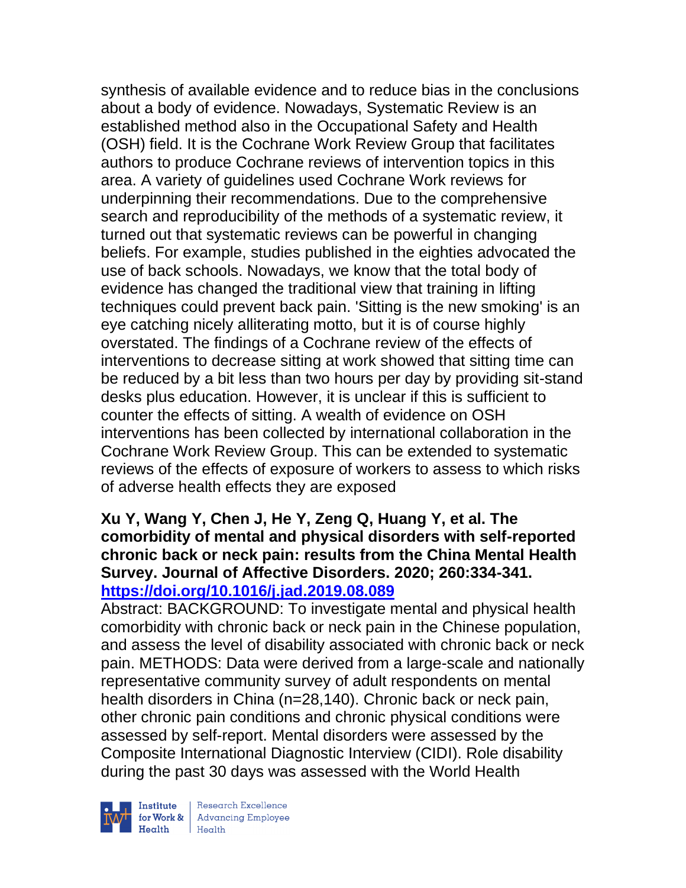synthesis of available evidence and to reduce bias in the conclusions about a body of evidence. Nowadays, Systematic Review is an established method also in the Occupational Safety and Health (OSH) field. It is the Cochrane Work Review Group that facilitates authors to produce Cochrane reviews of intervention topics in this area. A variety of guidelines used Cochrane Work reviews for underpinning their recommendations. Due to the comprehensive search and reproducibility of the methods of a systematic review, it turned out that systematic reviews can be powerful in changing beliefs. For example, studies published in the eighties advocated the use of back schools. Nowadays, we know that the total body of evidence has changed the traditional view that training in lifting techniques could prevent back pain. 'Sitting is the new smoking' is an eye catching nicely alliterating motto, but it is of course highly overstated. The findings of a Cochrane review of the effects of interventions to decrease sitting at work showed that sitting time can be reduced by a bit less than two hours per day by providing sit-stand desks plus education. However, it is unclear if this is sufficient to counter the effects of sitting. A wealth of evidence on OSH interventions has been collected by international collaboration in the Cochrane Work Review Group. This can be extended to systematic reviews of the effects of exposure of workers to assess to which risks of adverse health effects they are exposed

**Xu Y, Wang Y, Chen J, He Y, Zeng Q, Huang Y, et al. The comorbidity of mental and physical disorders with self-reported chronic back or neck pain: results from the China Mental Health Survey. Journal of Affective Disorders. 2020; 260:334-341. [https://doi.org/10.1016/j.jad.2019.08.089](https://doi.org/10.1016/j.jad.2019.08.089)**

Abstract: BACKGROUND: To investigate mental and physical health comorbidity with chronic back or neck pain in the Chinese population, and assess the level of disability associated with chronic back or neck pain. METHODS: Data were derived from a large-scale and nationally representative community survey of adult respondents on mental health disorders in China (n=28,140). Chronic back or neck pain, other chronic pain conditions and chronic physical conditions were assessed by self-report. Mental disorders were assessed by the Composite International Diagnostic Interview (CIDI). Role disability during the past 30 days was assessed with the World Health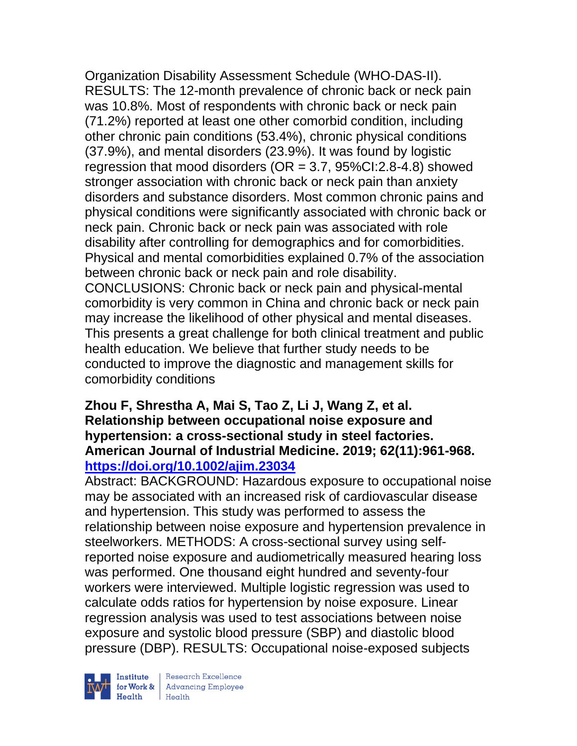Organization Disability Assessment Schedule (WHO-DAS-II). RESULTS: The 12-month prevalence of chronic back or neck pain was 10.8%. Most of respondents with chronic back or neck pain (71.2%) reported at least one other comorbid condition, including other chronic pain conditions (53.4%), chronic physical conditions (37.9%), and mental disorders (23.9%). It was found by logistic regression that mood disorders (OR = 3.7, 95%CI:2.8-4.8) showed stronger association with chronic back or neck pain than anxiety disorders and substance disorders. Most common chronic pains and physical conditions were significantly associated with chronic back or neck pain. Chronic back or neck pain was associated with role disability after controlling for demographics and for comorbidities. Physical and mental comorbidities explained 0.7% of the association between chronic back or neck pain and role disability. CONCLUSIONS: Chronic back or neck pain and physical-mental comorbidity is very common in China and chronic back or neck pain may increase the likelihood of other physical and mental diseases. This presents a great challenge for both clinical treatment and public health education. We believe that further study needs to be conducted to improve the diagnostic and management skills for comorbidity conditions

**Zhou F, Shrestha A, Mai S, Tao Z, Li J, Wang Z, et al. Relationship between occupational noise exposure and hypertension: a cross-sectional study in steel factories. American Journal of Industrial Medicine. 2019; 62(11):961-968. [https://doi.org/10.1002/ajim.23034](https://doi.org/10.1002/ajim.23034)**

Abstract: BACKGROUND: Hazardous exposure to occupational noise may be associated with an increased risk of cardiovascular disease and hypertension. This study was performed to assess the relationship between noise exposure and hypertension prevalence in steelworkers. METHODS: A cross-sectional survey using self-reported noise exposure and audiometrically measured hearing loss was performed. One thousand eight hundred and seventy-four workers were interviewed. Multiple logistic regression was used to calculate odds ratios for hypertension by noise exposure. Linear regression analysis was used to test associations between noise exposure and systolic blood pressure (SBP) and diastolic blood pressure (DBP). RESULTS: Occupational noise-exposed subjects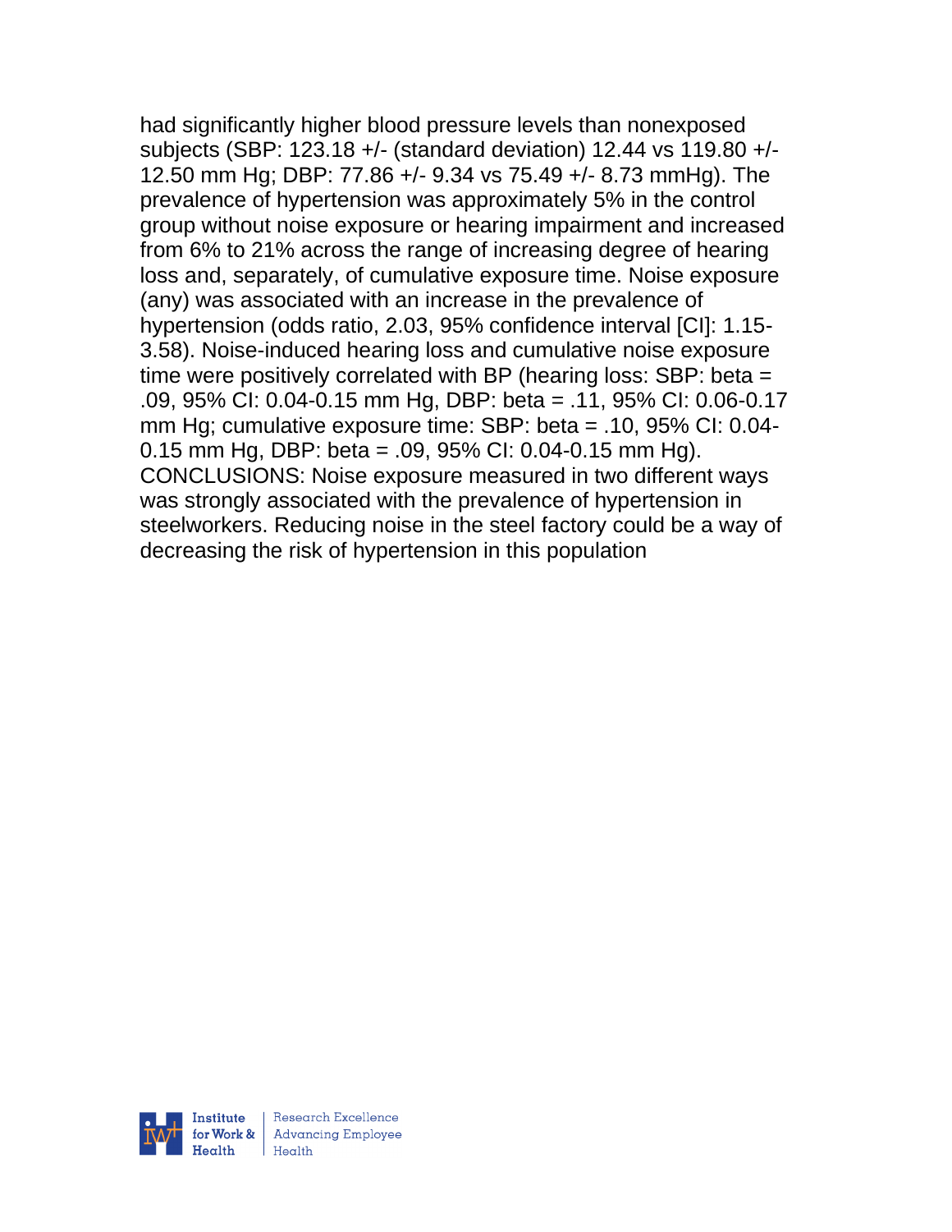had significantly higher blood pressure levels than nonexposed subjects (SBP: 123.18 +/- (standard deviation) 12.44 vs 119.80 +/- 12.50 mm Hg; DBP: 77.86 +/- 9.34 vs 75.49 +/- 8.73 mmHg). The prevalence of hypertension was approximately 5% in the control group without noise exposure or hearing impairment and increased from 6% to 21% across the range of increasing degree of hearing loss and, separately, of cumulative exposure time. Noise exposure (any) was associated with an increase in the prevalence of hypertension (odds ratio, 2.03, 95% confidence interval [CI]: 1.15-3.58). Noise-induced hearing loss and cumulative noise exposure time were positively correlated with BP (hearing loss: SBP: beta = .09, 95% CI: 0.04-0.15 mm Hg, DBP: beta = .11, 95% CI: 0.06-0.17 mm Hg; cumulative exposure time: SBP: beta = .10, 95% CI: 0.04-0.15 mm Hg, DBP: beta = .09, 95% CI: 0.04-0.15 mm Hg). CONCLUSIONS: Noise exposure measured in two different ways was strongly associated with the prevalence of hypertension in steelworkers. Reducing noise in the steel factory could be a way of decreasing the risk of hypertension in this population